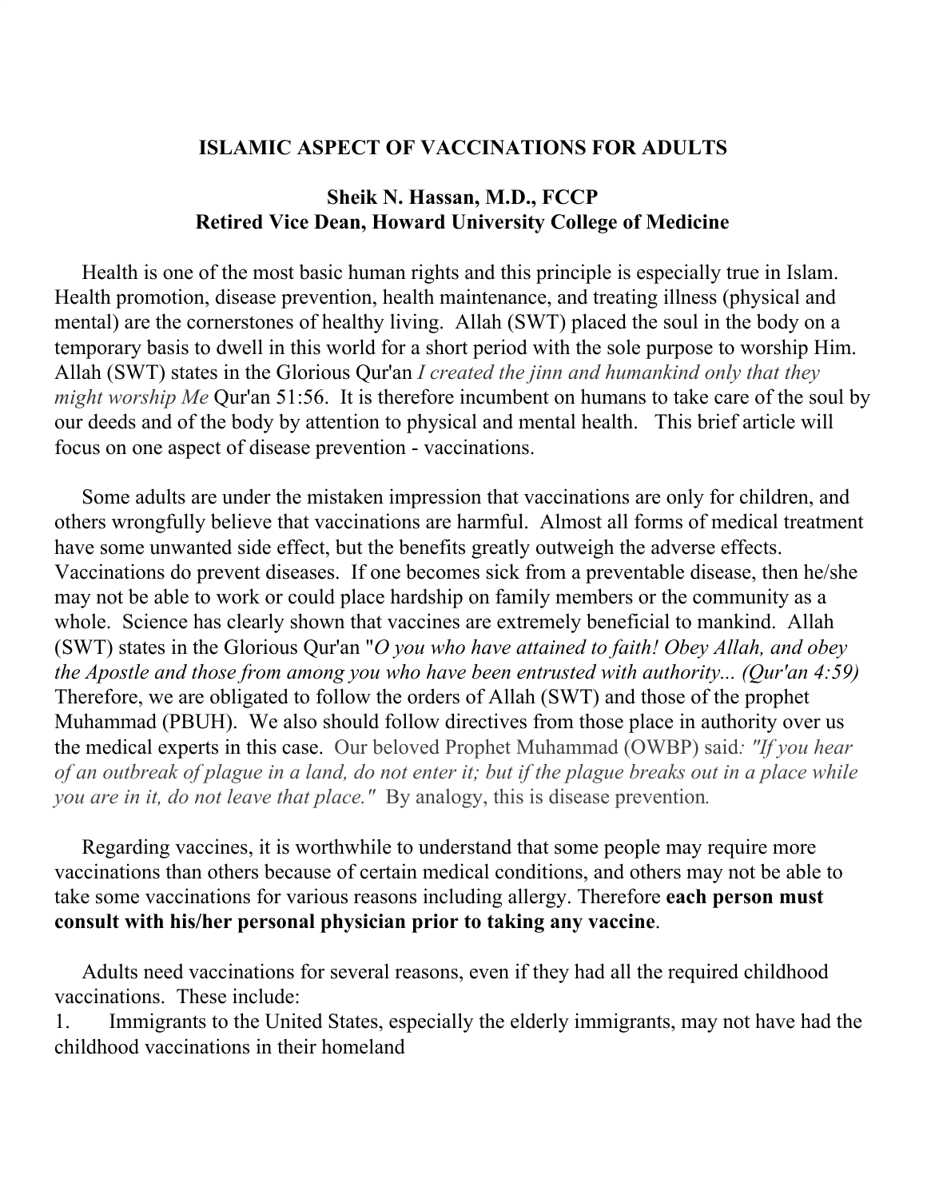# ISLAMIC ASPECT OF VACCINATIONS FOR ADULTS

**Sheik N. Hassan, M.D., FCCP**
**Retired Vice Dean, Howard University College of Medicine**

Health is one of the most basic human rights and this principle is especially true in Islam. Health promotion, disease prevention, health maintenance, and treating illness (physical and mental) are the cornerstones of healthy living. Allah (SWT) placed the soul in the body on a temporary basis to dwell in this world for a short period with the sole purpose to worship Him. Allah (SWT) states in the Glorious Qur'an *I created the jinn and humankind only that they might worship Me* Qur'an 51:56. It is therefore incumbent on humans to take care of the soul by our deeds and of the body by attention to physical and mental health. This brief article will focus on one aspect of disease prevention - vaccinations.

Some adults are under the mistaken impression that vaccinations are only for children, and others wrongfully believe that vaccinations are harmful. Almost all forms of medical treatment have some unwanted side effect, but the benefits greatly outweigh the adverse effects. Vaccinations do prevent diseases. If one becomes sick from a preventable disease, then he/she may not be able to work or could place hardship on family members or the community as a whole. Science has clearly shown that vaccines are extremely beneficial to mankind. Allah (SWT) states in the Glorious Qur'an "*O you who have attained to faith! Obey Allah, and obey the Apostle and those from among you who have been entrusted with authority... (Qur'an 4:59)* Therefore, we are obligated to follow the orders of Allah (SWT) and those of the prophet Muhammad (PBUH). We also should follow directives from those place in authority over us the medical experts in this case. Our beloved Prophet Muhammad (OWBP) said*: "If you hear of an outbreak of plague in a land, do not enter it; but if the plague breaks out in a place while you are in it, do not leave that place."* By analogy, this is disease prevention.

Regarding vaccines, it is worthwhile to understand that some people may require more vaccinations than others because of certain medical conditions, and others may not be able to take some vaccinations for various reasons including allergy. Therefore **each person must consult with his/her personal physician prior to taking any vaccine**.

Adults need vaccinations for several reasons, even if they had all the required childhood vaccinations. These include:

1. Immigrants to the United States, especially the elderly immigrants, may not have had the childhood vaccinations in their homeland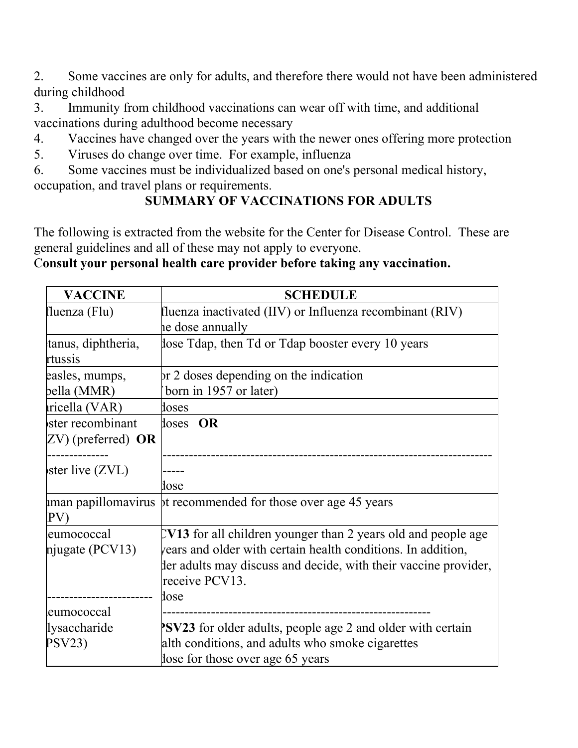2. Some vaccines are only for adults, and therefore there would not have been administered during childhood
3. Immunity from childhood vaccinations can wear off with time, and additional vaccinations during adulthood become necessary
4. Vaccines have changed over the years with the newer ones offering more protection
5. Viruses do change over time. For example, influenza
6. Some vaccines must be individualized based on one's personal medical history, occupation, and travel plans or requirements.

## SUMMARY OF VACCINATIONS FOR ADULTS

The following is extracted from the website for the Center for Disease Control. These are general guidelines and all of these may not apply to everyone.

**Consult your personal health care provider before taking any vaccination.**

| VACCINE | SCHEDULE |
|---|---|
| fluenza (Flu) | fluenza inactivated (IIV) or Influenza recombinant (RIV) he dose annually |
| tanus, diphtheria, rtussis | dose Tdap, then Td or Tdap booster every 10 years |
| easles, mumps, bella (MMR) | or 2 doses depending on the indication born in 1957 or later) |
| ricella (VAR) | doses |
| ster recombinant ZV) (preferred) **OR** -------------- ster live (ZVL) | doses **OR** ------------------------------------------------------------------------ ----- dose |
| uman papillomavirus PV) | ot recommended for those over age 45 years |
| eumococcal njugate (PCV13) ----------------------- eumococcal lysaccharide PSV23) | **CV13** for all children younger than 2 years old and people age years and older with certain health conditions. In addition, der adults may discuss and decide, with their vaccine provider, receive PCV13. dose ------------------------------------------------------------ **PSV23** for older adults, people age 2 and older with certain alth conditions, and adults who smoke cigarettes dose for those over age 65 years |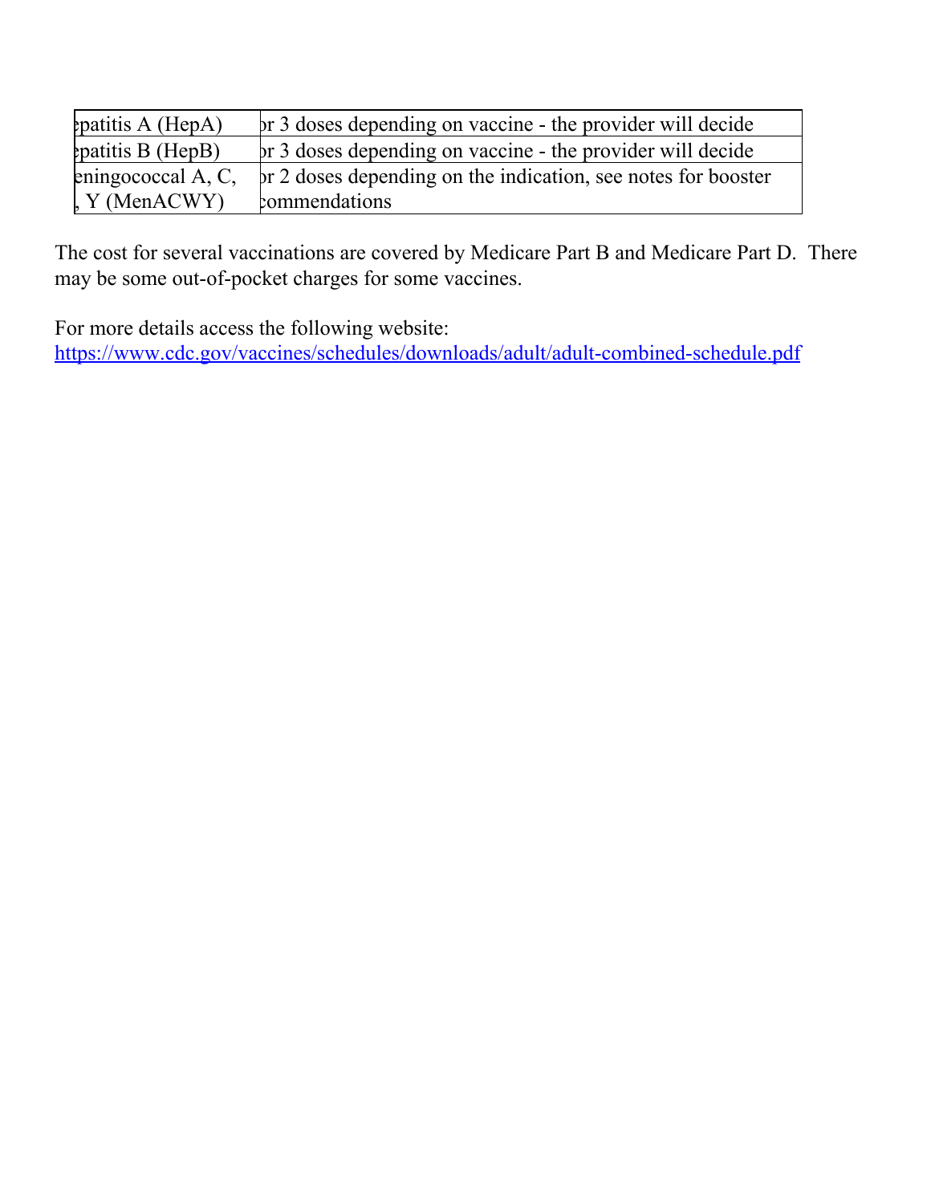| | |
|---|---|
| epatitis A (HepA) | or 3 doses depending on vaccine - the provider will decide |
| epatitis B (HepB) | or 3 doses depending on vaccine - the provider will decide |
| eningococcal A, C, , Y (MenACWY) | or 2 doses depending on the indication, see notes for booster commendations |

The cost for several vaccinations are covered by Medicare Part B and Medicare Part D. There may be some out-of-pocket charges for some vaccines.

For more details access the following website:
https://www.cdc.gov/vaccines/schedules/downloads/adult/adult-combined-schedule.pdf